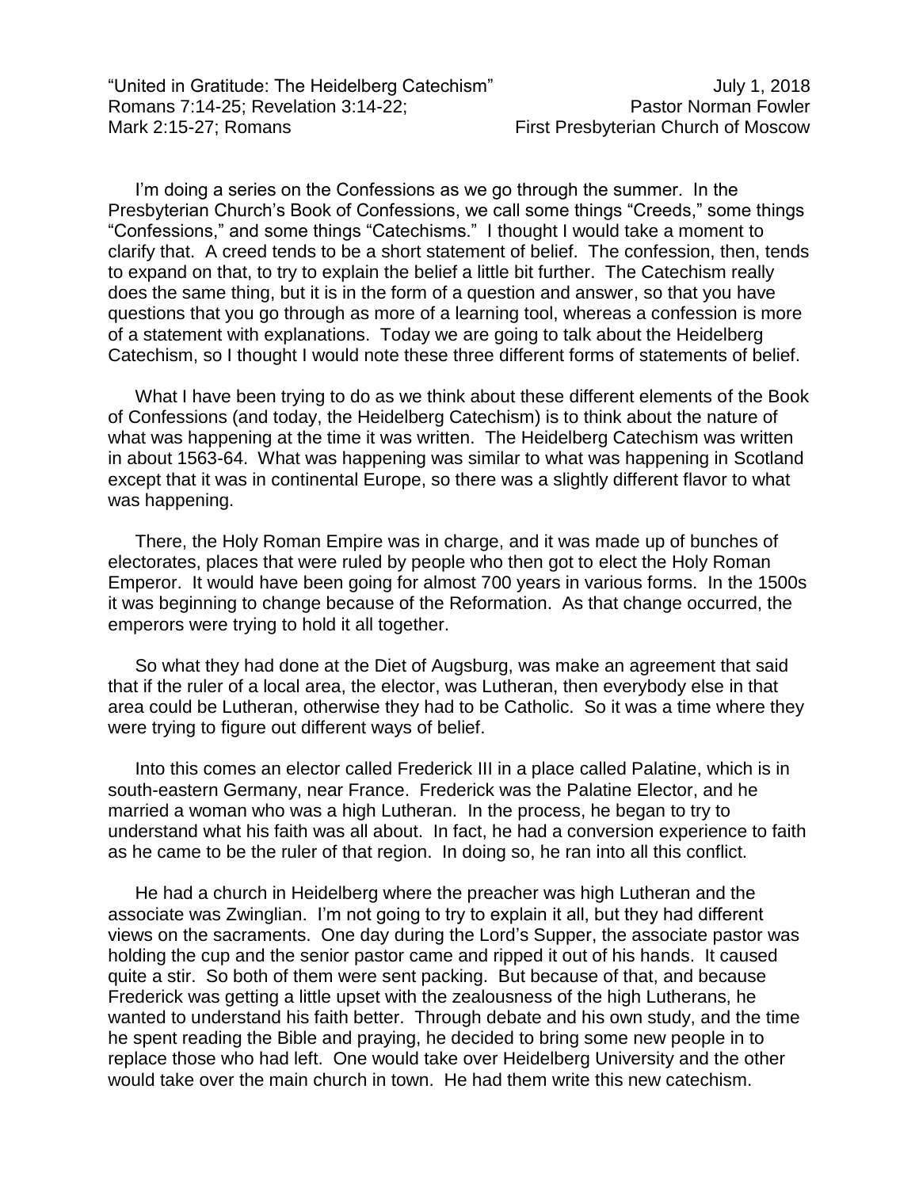"United in Gratitude: The Heidelberg Catechism" July 1, 2018
Romans 7:14-25; Revelation 3:14-22; Pastor Norman Fowler
Mark 2:15-27; Romans First Presbyterian Church of Moscow

I'm doing a series on the Confessions as we go through the summer. In the Presbyterian Church's Book of Confessions, we call some things "Creeds," some things "Confessions," and some things "Catechisms." I thought I would take a moment to clarify that. A creed tends to be a short statement of belief. The confession, then, tends to expand on that, to try to explain the belief a little bit further. The Catechism really does the same thing, but it is in the form of a question and answer, so that you have questions that you go through as more of a learning tool, whereas a confession is more of a statement with explanations. Today we are going to talk about the Heidelberg Catechism, so I thought I would note these three different forms of statements of belief.

What I have been trying to do as we think about these different elements of the Book of Confessions (and today, the Heidelberg Catechism) is to think about the nature of what was happening at the time it was written. The Heidelberg Catechism was written in about 1563-64. What was happening was similar to what was happening in Scotland except that it was in continental Europe, so there was a slightly different flavor to what was happening.

There, the Holy Roman Empire was in charge, and it was made up of bunches of electorates, places that were ruled by people who then got to elect the Holy Roman Emperor. It would have been going for almost 700 years in various forms. In the 1500s it was beginning to change because of the Reformation. As that change occurred, the emperors were trying to hold it all together.

So what they had done at the Diet of Augsburg, was make an agreement that said that if the ruler of a local area, the elector, was Lutheran, then everybody else in that area could be Lutheran, otherwise they had to be Catholic. So it was a time where they were trying to figure out different ways of belief.

Into this comes an elector called Frederick III in a place called Palatine, which is in south-eastern Germany, near France. Frederick was the Palatine Elector, and he married a woman who was a high Lutheran. In the process, he began to try to understand what his faith was all about. In fact, he had a conversion experience to faith as he came to be the ruler of that region. In doing so, he ran into all this conflict.

He had a church in Heidelberg where the preacher was high Lutheran and the associate was Zwinglian. I'm not going to try to explain it all, but they had different views on the sacraments. One day during the Lord's Supper, the associate pastor was holding the cup and the senior pastor came and ripped it out of his hands. It caused quite a stir. So both of them were sent packing. But because of that, and because Frederick was getting a little upset with the zealousness of the high Lutherans, he wanted to understand his faith better. Through debate and his own study, and the time he spent reading the Bible and praying, he decided to bring some new people in to replace those who had left. One would take over Heidelberg University and the other would take over the main church in town. He had them write this new catechism.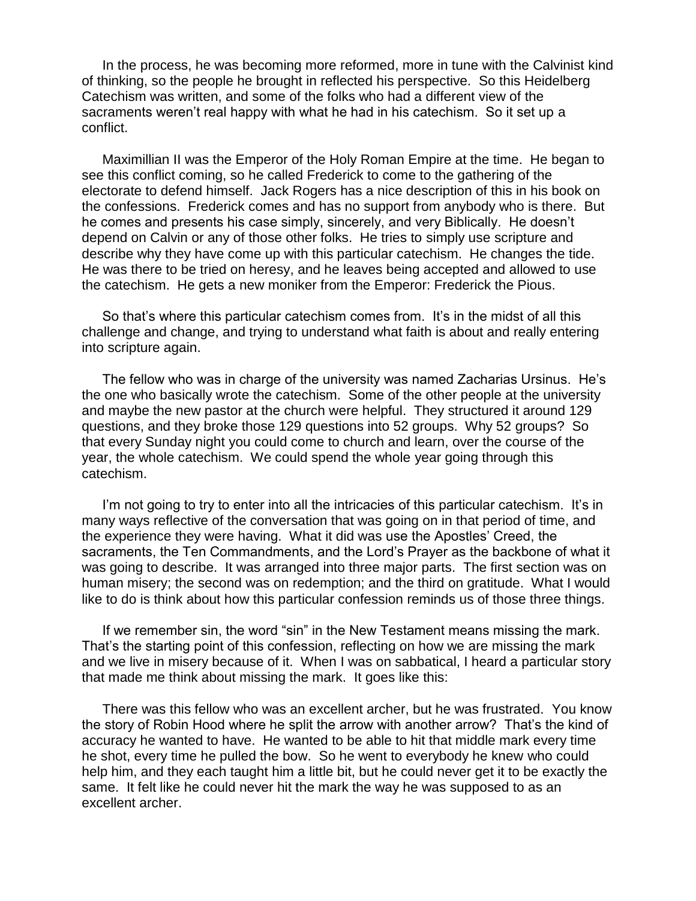In the process, he was becoming more reformed, more in tune with the Calvinist kind of thinking, so the people he brought in reflected his perspective. So this Heidelberg Catechism was written, and some of the folks who had a different view of the sacraments weren't real happy with what he had in his catechism. So it set up a conflict.

Maximillian II was the Emperor of the Holy Roman Empire at the time. He began to see this conflict coming, so he called Frederick to come to the gathering of the electorate to defend himself. Jack Rogers has a nice description of this in his book on the confessions. Frederick comes and has no support from anybody who is there. But he comes and presents his case simply, sincerely, and very Biblically. He doesn't depend on Calvin or any of those other folks. He tries to simply use scripture and describe why they have come up with this particular catechism. He changes the tide. He was there to be tried on heresy, and he leaves being accepted and allowed to use the catechism. He gets a new moniker from the Emperor: Frederick the Pious.

So that's where this particular catechism comes from. It's in the midst of all this challenge and change, and trying to understand what faith is about and really entering into scripture again.

The fellow who was in charge of the university was named Zacharias Ursinus. He's the one who basically wrote the catechism. Some of the other people at the university and maybe the new pastor at the church were helpful. They structured it around 129 questions, and they broke those 129 questions into 52 groups. Why 52 groups? So that every Sunday night you could come to church and learn, over the course of the year, the whole catechism. We could spend the whole year going through this catechism.

I'm not going to try to enter into all the intricacies of this particular catechism. It's in many ways reflective of the conversation that was going on in that period of time, and the experience they were having. What it did was use the Apostles' Creed, the sacraments, the Ten Commandments, and the Lord's Prayer as the backbone of what it was going to describe. It was arranged into three major parts. The first section was on human misery; the second was on redemption; and the third on gratitude. What I would like to do is think about how this particular confession reminds us of those three things.

If we remember sin, the word "sin" in the New Testament means missing the mark. That's the starting point of this confession, reflecting on how we are missing the mark and we live in misery because of it. When I was on sabbatical, I heard a particular story that made me think about missing the mark. It goes like this:

There was this fellow who was an excellent archer, but he was frustrated. You know the story of Robin Hood where he split the arrow with another arrow? That's the kind of accuracy he wanted to have. He wanted to be able to hit that middle mark every time he shot, every time he pulled the bow. So he went to everybody he knew who could help him, and they each taught him a little bit, but he could never get it to be exactly the same. It felt like he could never hit the mark the way he was supposed to as an excellent archer.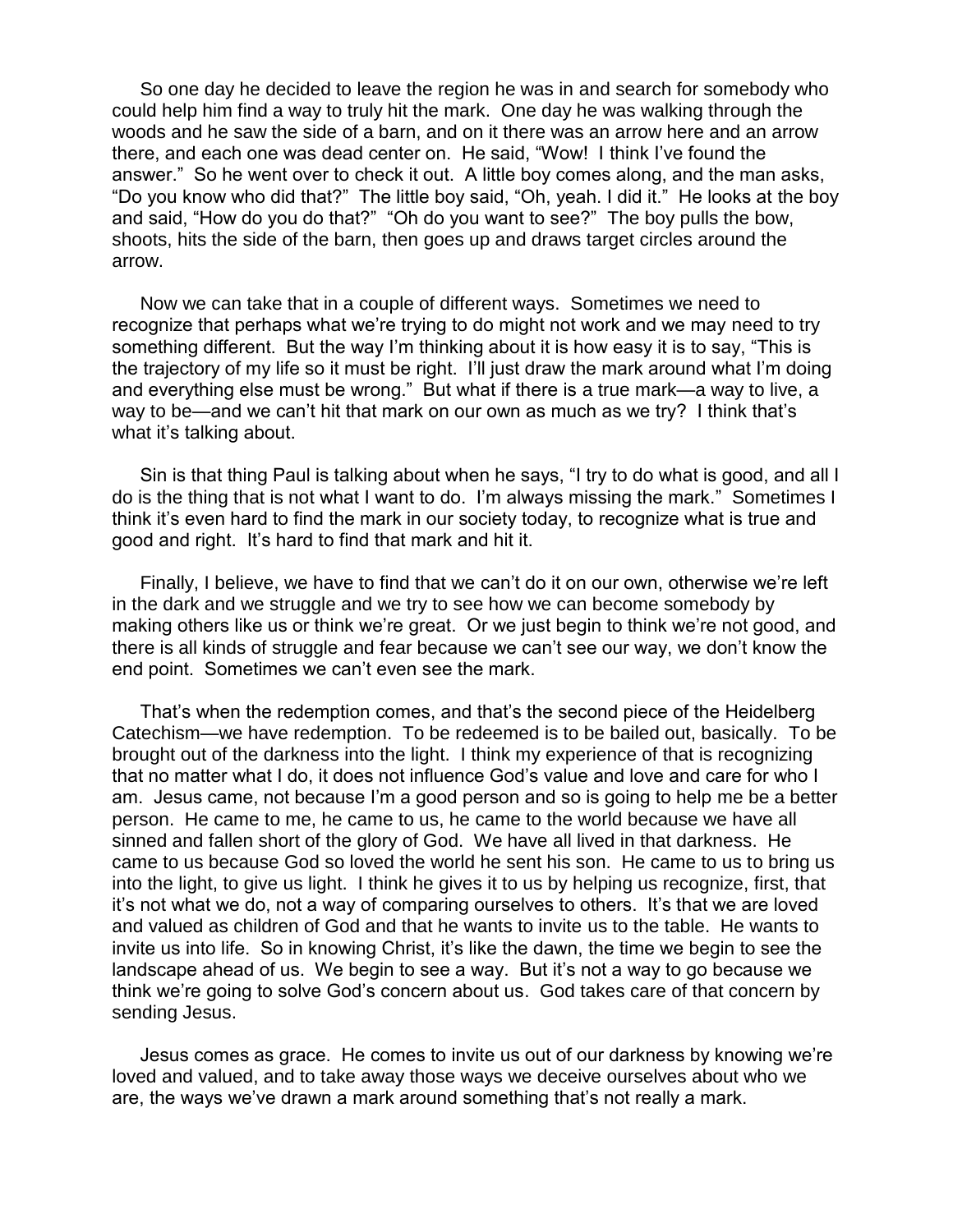So one day he decided to leave the region he was in and search for somebody who could help him find a way to truly hit the mark. One day he was walking through the woods and he saw the side of a barn, and on it there was an arrow here and an arrow there, and each one was dead center on. He said, "Wow! I think I've found the answer." So he went over to check it out. A little boy comes along, and the man asks, "Do you know who did that?" The little boy said, "Oh, yeah. I did it." He looks at the boy and said, "How do you do that?" "Oh do you want to see?" The boy pulls the bow, shoots, hits the side of the barn, then goes up and draws target circles around the arrow.

Now we can take that in a couple of different ways. Sometimes we need to recognize that perhaps what we're trying to do might not work and we may need to try something different. But the way I'm thinking about it is how easy it is to say, "This is the trajectory of my life so it must be right. I'll just draw the mark around what I'm doing and everything else must be wrong." But what if there is a true mark—a way to live, a way to be—and we can't hit that mark on our own as much as we try? I think that's what it's talking about.

Sin is that thing Paul is talking about when he says, "I try to do what is good, and all I do is the thing that is not what I want to do. I'm always missing the mark." Sometimes I think it's even hard to find the mark in our society today, to recognize what is true and good and right. It's hard to find that mark and hit it.

Finally, I believe, we have to find that we can't do it on our own, otherwise we're left in the dark and we struggle and we try to see how we can become somebody by making others like us or think we're great. Or we just begin to think we're not good, and there is all kinds of struggle and fear because we can't see our way, we don't know the end point. Sometimes we can't even see the mark.

That's when the redemption comes, and that's the second piece of the Heidelberg Catechism—we have redemption. To be redeemed is to be bailed out, basically. To be brought out of the darkness into the light. I think my experience of that is recognizing that no matter what I do, it does not influence God's value and love and care for who I am. Jesus came, not because I'm a good person and so is going to help me be a better person. He came to me, he came to us, he came to the world because we have all sinned and fallen short of the glory of God. We have all lived in that darkness. He came to us because God so loved the world he sent his son. He came to us to bring us into the light, to give us light. I think he gives it to us by helping us recognize, first, that it's not what we do, not a way of comparing ourselves to others. It's that we are loved and valued as children of God and that he wants to invite us to the table. He wants to invite us into life. So in knowing Christ, it's like the dawn, the time we begin to see the landscape ahead of us. We begin to see a way. But it's not a way to go because we think we're going to solve God's concern about us. God takes care of that concern by sending Jesus.

Jesus comes as grace. He comes to invite us out of our darkness by knowing we're loved and valued, and to take away those ways we deceive ourselves about who we are, the ways we've drawn a mark around something that's not really a mark.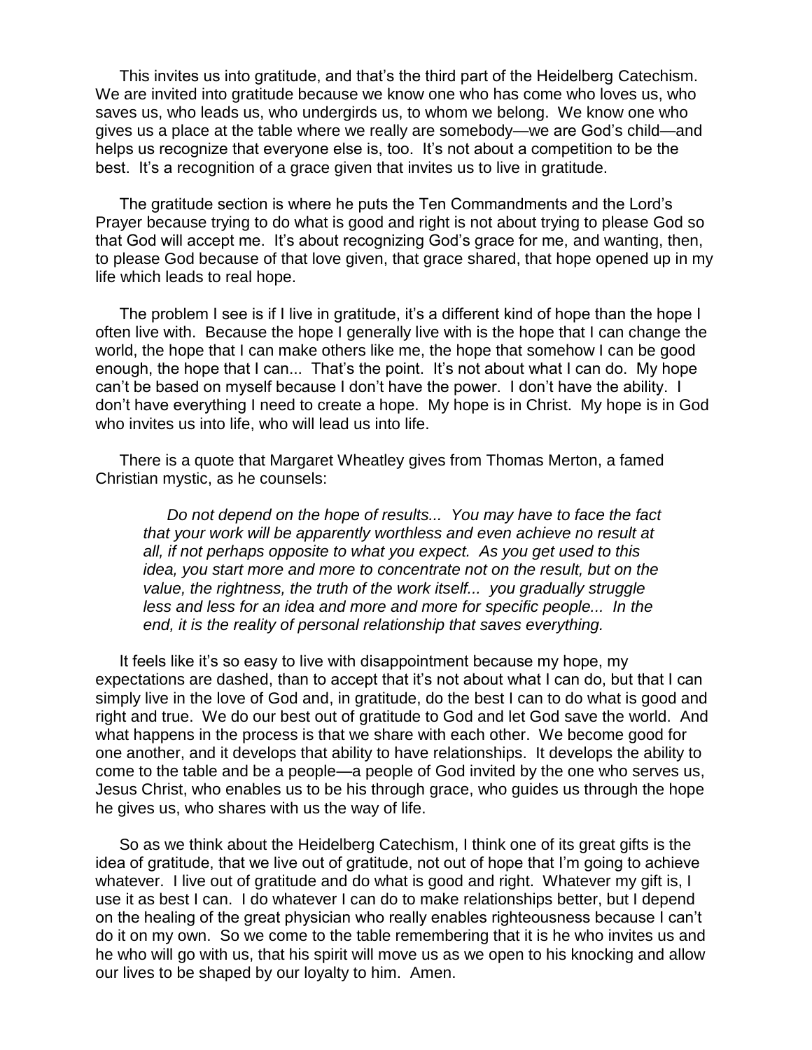This invites us into gratitude, and that's the third part of the Heidelberg Catechism. We are invited into gratitude because we know one who has come who loves us, who saves us, who leads us, who undergirds us, to whom we belong. We know one who gives us a place at the table where we really are somebody—we are God's child—and helps us recognize that everyone else is, too. It's not about a competition to be the best. It's a recognition of a grace given that invites us to live in gratitude.

The gratitude section is where he puts the Ten Commandments and the Lord's Prayer because trying to do what is good and right is not about trying to please God so that God will accept me. It's about recognizing God's grace for me, and wanting, then, to please God because of that love given, that grace shared, that hope opened up in my life which leads to real hope.

The problem I see is if I live in gratitude, it's a different kind of hope than the hope I often live with. Because the hope I generally live with is the hope that I can change the world, the hope that I can make others like me, the hope that somehow I can be good enough, the hope that I can... That's the point. It's not about what I can do. My hope can't be based on myself because I don't have the power. I don't have the ability. I don't have everything I need to create a hope. My hope is in Christ. My hope is in God who invites us into life, who will lead us into life.

There is a quote that Margaret Wheatley gives from Thomas Merton, a famed Christian mystic, as he counsels:

> *Do not depend on the hope of results... You may have to face the fact that your work will be apparently worthless and even achieve no result at all, if not perhaps opposite to what you expect. As you get used to this idea, you start more and more to concentrate not on the result, but on the value, the rightness, the truth of the work itself... you gradually struggle less and less for an idea and more and more for specific people... In the end, it is the reality of personal relationship that saves everything.*

It feels like it's so easy to live with disappointment because my hope, my expectations are dashed, than to accept that it's not about what I can do, but that I can simply live in the love of God and, in gratitude, do the best I can to do what is good and right and true. We do our best out of gratitude to God and let God save the world. And what happens in the process is that we share with each other. We become good for one another, and it develops that ability to have relationships. It develops the ability to come to the table and be a people—a people of God invited by the one who serves us, Jesus Christ, who enables us to be his through grace, who guides us through the hope he gives us, who shares with us the way of life.

So as we think about the Heidelberg Catechism, I think one of its great gifts is the idea of gratitude, that we live out of gratitude, not out of hope that I'm going to achieve whatever. I live out of gratitude and do what is good and right. Whatever my gift is, I use it as best I can. I do whatever I can do to make relationships better, but I depend on the healing of the great physician who really enables righteousness because I can't do it on my own. So we come to the table remembering that it is he who invites us and he who will go with us, that his spirit will move us as we open to his knocking and allow our lives to be shaped by our loyalty to him. Amen.